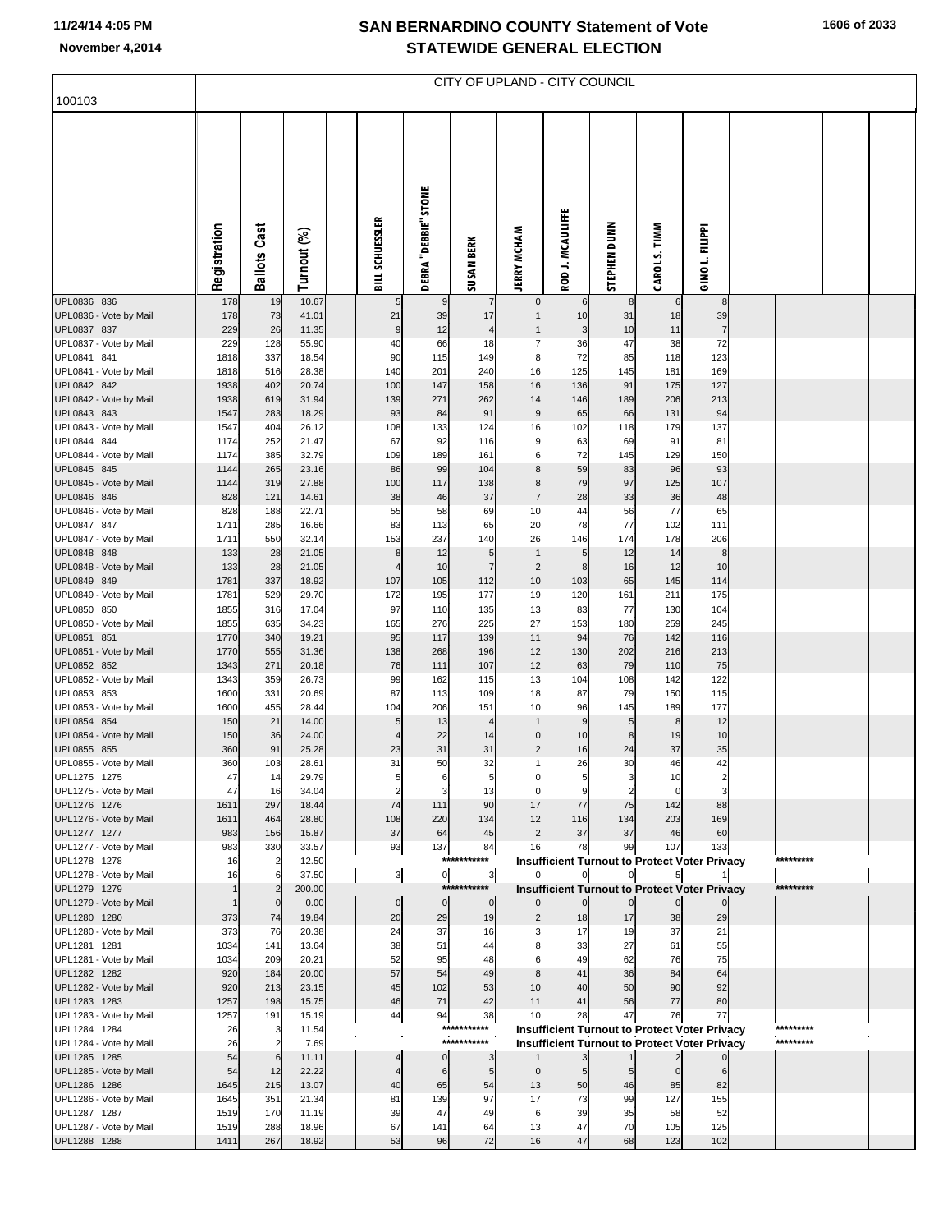# SAN BERNARDINO COUNTY Statement of Vote
# STATEWIDE GENERAL ELECTION

November 4,2014

## CITY OF UPLAND - CITY COUNCIL

100103

| | Registration | Ballots Cast | Turnout (%) | | BILL SCHUESSLER | DEBRA "DEBBIE" STONE | SUSAN BERK | JERRY MCHAM | ROD J. MCAULIFFE | STEPHEN DUNN | CAROL S. TIMM | GINO L. FILIPPI | | | | |
|---|---|---|---|---|---|---|---|---|---|---|---|---|---|---|---|---|
| UPL0836 836 | 178 | 19 | 10.67 | | 5 | 9 | 7 | 0 | 6 | 8 | 6 | 8 | | | | |
| UPL0836 - Vote by Mail | 178 | 73 | 41.01 | | 21 | 39 | 17 | 1 | 10 | 31 | 18 | 39 | | | | |
| UPL0837 837 | 229 | 26 | 11.35 | | 9 | 12 | 4 | 1 | 3 | 10 | 11 | 7 | | | | |
| UPL0837 - Vote by Mail | 229 | 128 | 55.90 | | 40 | 66 | 18 | 7 | 36 | 47 | 38 | 72 | | | | |
| UPL0841 841 | 1818 | 337 | 18.54 | | 90 | 115 | 149 | 8 | 72 | 85 | 118 | 123 | | | | |
| UPL0841 - Vote by Mail | 1818 | 516 | 28.38 | | 140 | 201 | 240 | 16 | 125 | 145 | 181 | 169 | | | | |
| UPL0842 842 | 1938 | 402 | 20.74 | | 100 | 147 | 158 | 16 | 136 | 91 | 175 | 127 | | | | |
| UPL0842 - Vote by Mail | 1938 | 619 | 31.94 | | 139 | 271 | 262 | 14 | 146 | 189 | 206 | 213 | | | | |
| UPL0843 843 | 1547 | 283 | 18.29 | | 93 | 84 | 91 | 9 | 65 | 66 | 131 | 94 | | | | |
| UPL0843 - Vote by Mail | 1547 | 404 | 26.12 | | 108 | 133 | 124 | 16 | 102 | 118 | 179 | 137 | | | | |
| UPL0844 844 | 1174 | 252 | 21.47 | | 67 | 92 | 116 | 9 | 63 | 69 | 91 | 81 | | | | |
| UPL0844 - Vote by Mail | 1174 | 385 | 32.79 | | 109 | 189 | 161 | 6 | 72 | 145 | 129 | 150 | | | | |
| UPL0845 845 | 1144 | 265 | 23.16 | | 86 | 99 | 104 | 8 | 59 | 83 | 96 | 93 | | | | |
| UPL0845 - Vote by Mail | 1144 | 319 | 27.88 | | 100 | 117 | 138 | 8 | 79 | 97 | 125 | 107 | | | | |
| UPL0846 846 | 828 | 121 | 14.61 | | 38 | 46 | 37 | 7 | 28 | 33 | 36 | 48 | | | | |
| UPL0846 - Vote by Mail | 828 | 188 | 22.71 | | 55 | 58 | 69 | 10 | 44 | 56 | 77 | 65 | | | | |
| UPL0847 847 | 1711 | 285 | 16.66 | | 83 | 113 | 65 | 20 | 78 | 77 | 102 | 111 | | | | |
| UPL0847 - Vote by Mail | 1711 | 550 | 32.14 | | 153 | 237 | 140 | 26 | 146 | 174 | 178 | 206 | | | | |
| UPL0848 848 | 133 | 28 | 21.05 | | 8 | 12 | 5 | 1 | 5 | 12 | 14 | 8 | | | | |
| UPL0848 - Vote by Mail | 133 | 28 | 21.05 | | 4 | 10 | 7 | 2 | 8 | 16 | 12 | 10 | | | | |
| UPL0849 849 | 1781 | 337 | 18.92 | | 107 | 105 | 112 | 10 | 103 | 65 | 145 | 114 | | | | |
| UPL0849 - Vote by Mail | 1781 | 529 | 29.70 | | 172 | 195 | 177 | 19 | 120 | 161 | 211 | 175 | | | | |
| UPL0850 850 | 1855 | 316 | 17.04 | | 97 | 110 | 135 | 13 | 83 | 77 | 130 | 104 | | | | |
| UPL0850 - Vote by Mail | 1855 | 635 | 34.23 | | 165 | 276 | 225 | 27 | 153 | 180 | 259 | 245 | | | | |
| UPL0851 851 | 1770 | 340 | 19.21 | | 95 | 117 | 139 | 11 | 94 | 76 | 142 | 116 | | | | |
| UPL0851 - Vote by Mail | 1770 | 555 | 31.36 | | 138 | 268 | 196 | 12 | 130 | 202 | 216 | 213 | | | | |
| UPL0852 852 | 1343 | 271 | 20.18 | | 76 | 111 | 107 | 12 | 63 | 79 | 110 | 75 | | | | |
| UPL0852 - Vote by Mail | 1343 | 359 | 26.73 | | 99 | 162 | 115 | 13 | 104 | 108 | 142 | 122 | | | | |
| UPL0853 853 | 1600 | 331 | 20.69 | | 87 | 113 | 109 | 18 | 87 | 79 | 150 | 115 | | | | |
| UPL0853 - Vote by Mail | 1600 | 455 | 28.44 | | 104 | 206 | 151 | 10 | 96 | 145 | 189 | 177 | | | | |
| UPL0854 854 | 150 | 21 | 14.00 | | 5 | 13 | 4 | 1 | 9 | 5 | 8 | 12 | | | | |
| UPL0854 - Vote by Mail | 150 | 36 | 24.00 | | 4 | 22 | 14 | 0 | 10 | 8 | 19 | 10 | | | | |
| UPL0855 855 | 360 | 91 | 25.28 | | 23 | 31 | 31 | 2 | 16 | 24 | 37 | 35 | | | | |
| UPL0855 - Vote by Mail | 360 | 103 | 28.61 | | 31 | 50 | 32 | 1 | 26 | 30 | 46 | 42 | | | | |
| UPL1275 1275 | 47 | 14 | 29.79 | | 5 | 6 | 5 | 0 | 5 | 3 | 10 | 2 | | | | |
| UPL1275 - Vote by Mail | 47 | 16 | 34.04 | | 2 | 3 | 13 | 0 | 9 | 2 | 0 | 3 | | | | |
| UPL1276 1276 | 1611 | 297 | 18.44 | | 74 | 111 | 90 | 17 | 77 | 75 | 142 | 88 | | | | |
| UPL1276 - Vote by Mail | 1611 | 464 | 28.80 | | 108 | 220 | 134 | 12 | 116 | 134 | 203 | 169 | | | | |
| UPL1277 1277 | 983 | 156 | 15.87 | | 37 | 64 | 45 | 2 | 37 | 37 | 46 | 60 | | | | |
| UPL1277 - Vote by Mail | 983 | 330 | 33.57 | | 93 | 137 | 84 | 16 | 78 | 99 | 107 | 133 | | | | |
| UPL1278 1278 | 16 | 2 | 12.50 | | | *********** | | Insufficient Turnout to Protect Voter Privacy | | | | | | ********* | | |
| UPL1278 - Vote by Mail | 16 | 6 | 37.50 | | 3 | 0 | 3 | 0 | 0 | 0 | 5 | 1 | | | | |
| UPL1279 1279 | 1 | 2 | 200.00 | | | *********** | | Insufficient Turnout to Protect Voter Privacy | | | | | | ********* | | |
| UPL1279 - Vote by Mail | 1 | 0 | 0.00 | | 0 | 0 | 0 | 0 | 0 | 0 | 0 | 0 | | | | |
| UPL1280 1280 | 373 | 74 | 19.84 | | 20 | 29 | 19 | 2 | 18 | 17 | 38 | 29 | | | | |
| UPL1280 - Vote by Mail | 373 | 76 | 20.38 | | 24 | 37 | 16 | 3 | 17 | 19 | 37 | 21 | | | | |
| UPL1281 1281 | 1034 | 141 | 13.64 | | 38 | 51 | 44 | 8 | 33 | 27 | 61 | 55 | | | | |
| UPL1281 - Vote by Mail | 1034 | 209 | 20.21 | | 52 | 95 | 48 | 6 | 49 | 62 | 76 | 75 | | | | |
| UPL1282 1282 | 920 | 184 | 20.00 | | 57 | 54 | 49 | 8 | 41 | 36 | 84 | 64 | | | | |
| UPL1282 - Vote by Mail | 920 | 213 | 23.15 | | 45 | 102 | 53 | 10 | 40 | 50 | 90 | 92 | | | | |
| UPL1283 1283 | 1257 | 198 | 15.75 | | 46 | 71 | 42 | 11 | 41 | 56 | 77 | 80 | | | | |
| UPL1283 - Vote by Mail | 1257 | 191 | 15.19 | | 44 | 94 | 38 | 10 | 28 | 47 | 76 | 77 | | | | |
| UPL1284 1284 | 26 | 3 | 11.54 | | | *********** | | Insufficient Turnout to Protect Voter Privacy | | | | | | ********* | | |
| UPL1284 - Vote by Mail | 26 | 2 | 7.69 | | | *********** | | Insufficient Turnout to Protect Voter Privacy | | | | | | ********* | | |
| UPL1285 1285 | 54 | 6 | 11.11 | | 4 | 0 | 3 | 1 | 3 | 1 | 2 | 0 | | | | |
| UPL1285 - Vote by Mail | 54 | 12 | 22.22 | | 4 | 6 | 5 | 0 | 5 | 5 | 0 | 6 | | | | |
| UPL1286 1286 | 1645 | 215 | 13.07 | | 40 | 65 | 54 | 13 | 50 | 46 | 85 | 82 | | | | |
| UPL1286 - Vote by Mail | 1645 | 351 | 21.34 | | 81 | 139 | 97 | 17 | 73 | 99 | 127 | 155 | | | | |
| UPL1287 1287 | 1519 | 170 | 11.19 | | 39 | 47 | 49 | 6 | 39 | 35 | 58 | 52 | | | | |
| UPL1287 - Vote by Mail | 1519 | 288 | 18.96 | | 67 | 141 | 64 | 13 | 47 | 70 | 105 | 125 | | | | |
| UPL1288 1288 | 1411 | 267 | 18.92 | | 53 | 96 | 72 | 16 | 47 | 68 | 123 | 102 | | | | |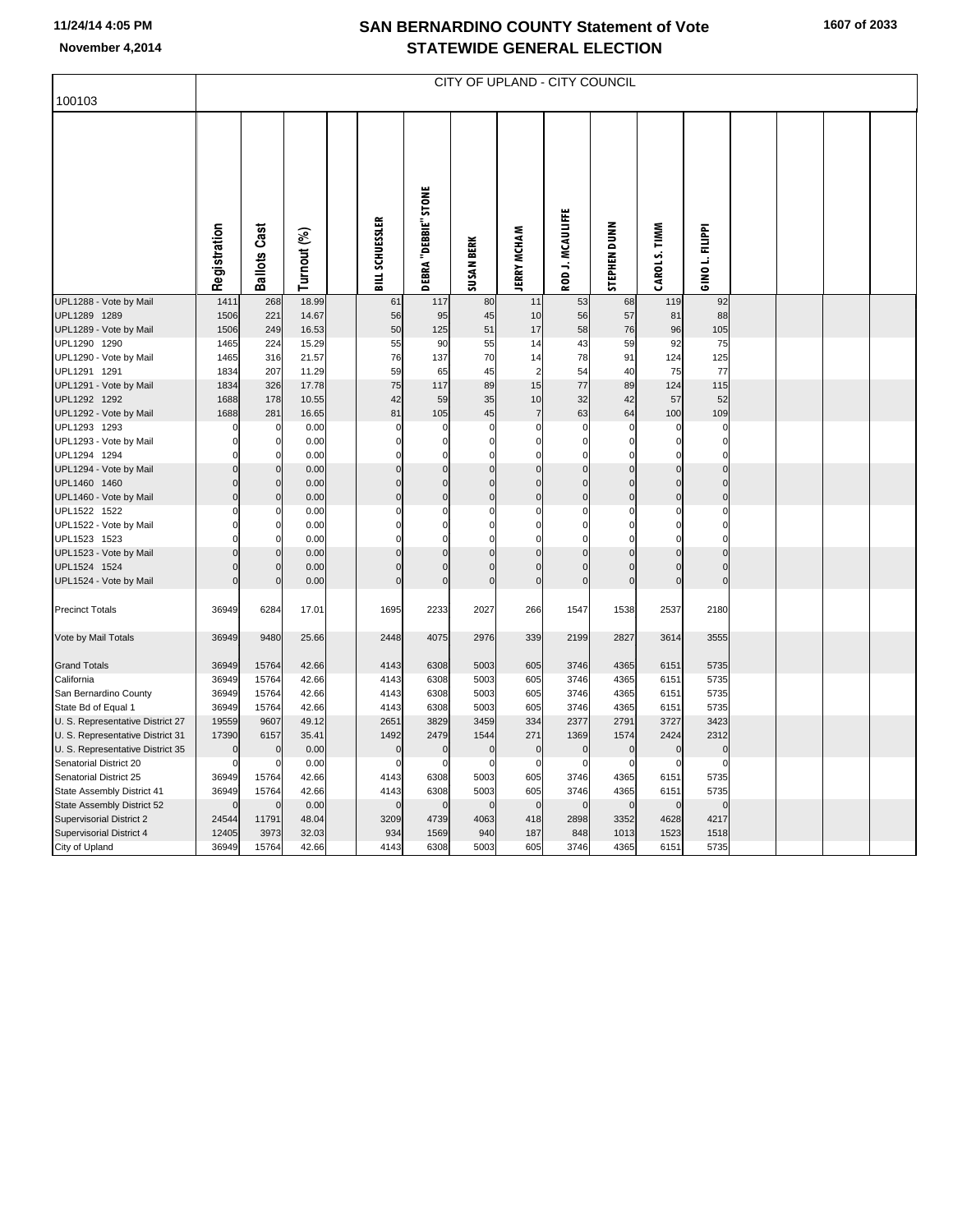100103

## CITY OF UPLAND - CITY COUNCIL

| | Registration | Ballots Cast | Turnout (%) | | BILL SCHUESSLER | DEBRA "DEBBIE" STONE | SUSAN BERK | JERRY MCHAM | ROD J. MCAULIFFE | STEPHEN DUNN | CAROL S. TIMM | GINO L. FILIPPI | | | | |
|---|---|---|---|---|---|---|---|---|---|---|---|---|---|---|---|---|
| UPL1288 - Vote by Mail | 1411 | 268 | 18.99 | | 61 | 117 | 80 | 11 | 53 | 68 | 119 | 92 | | | | |
| UPL1289 1289 | 1506 | 221 | 14.67 | | 56 | 95 | 45 | 10 | 56 | 57 | 81 | 88 | | | | |
| UPL1289 - Vote by Mail | 1506 | 249 | 16.53 | | 50 | 125 | 51 | 17 | 58 | 76 | 96 | 105 | | | | |
| UPL1290 1290 | 1465 | 224 | 15.29 | | 55 | 90 | 55 | 14 | 43 | 59 | 92 | 75 | | | | |
| UPL1290 - Vote by Mail | 1465 | 316 | 21.57 | | 76 | 137 | 70 | 14 | 78 | 91 | 124 | 125 | | | | |
| UPL1291 1291 | 1834 | 207 | 11.29 | | 59 | 65 | 45 | 2 | 54 | 40 | 75 | 77 | | | | |
| UPL1291 - Vote by Mail | 1834 | 326 | 17.78 | | 75 | 117 | 89 | 15 | 77 | 89 | 124 | 115 | | | | |
| UPL1292 1292 | 1688 | 178 | 10.55 | | 42 | 59 | 35 | 10 | 32 | 42 | 57 | 52 | | | | |
| UPL1292 - Vote by Mail | 1688 | 281 | 16.65 | | 81 | 105 | 45 | 7 | 63 | 64 | 100 | 109 | | | | |
| UPL1293 1293 | 0 | 0 | 0.00 | | 0 | 0 | 0 | 0 | 0 | 0 | 0 | 0 | | | | |
| UPL1293 - Vote by Mail | 0 | 0 | 0.00 | | 0 | 0 | 0 | 0 | 0 | 0 | 0 | 0 | | | | |
| UPL1294 1294 | 0 | 0 | 0.00 | | 0 | 0 | 0 | 0 | 0 | 0 | 0 | 0 | | | | |
| UPL1294 - Vote by Mail | 0 | 0 | 0.00 | | 0 | 0 | 0 | 0 | 0 | 0 | 0 | 0 | | | | |
| UPL1460 1460 | 0 | 0 | 0.00 | | 0 | 0 | 0 | 0 | 0 | 0 | 0 | 0 | | | | |
| UPL1460 - Vote by Mail | 0 | 0 | 0.00 | | 0 | 0 | 0 | 0 | 0 | 0 | 0 | 0 | | | | |
| UPL1522 1522 | 0 | 0 | 0.00 | | 0 | 0 | 0 | 0 | 0 | 0 | 0 | 0 | | | | |
| UPL1522 - Vote by Mail | 0 | 0 | 0.00 | | 0 | 0 | 0 | 0 | 0 | 0 | 0 | 0 | | | | |
| UPL1523 1523 | 0 | 0 | 0.00 | | 0 | 0 | 0 | 0 | 0 | 0 | 0 | 0 | | | | |
| UPL1523 - Vote by Mail | 0 | 0 | 0.00 | | 0 | 0 | 0 | 0 | 0 | 0 | 0 | 0 | | | | |
| UPL1524 1524 | 0 | 0 | 0.00 | | 0 | 0 | 0 | 0 | 0 | 0 | 0 | 0 | | | | |
| UPL1524 - Vote by Mail | 0 | 0 | 0.00 | | 0 | 0 | 0 | 0 | 0 | 0 | 0 | 0 | | | | |
| Precinct Totals | 36949 | 6284 | 17.01 | | 1695 | 2233 | 2027 | 266 | 1547 | 1538 | 2537 | 2180 | | | | |
| Vote by Mail Totals | 36949 | 9480 | 25.66 | | 2448 | 4075 | 2976 | 339 | 2199 | 2827 | 3614 | 3555 | | | | |
| Grand Totals | 36949 | 15764 | 42.66 | | 4143 | 6308 | 5003 | 605 | 3746 | 4365 | 6151 | 5735 | | | | |
| California | 36949 | 15764 | 42.66 | | 4143 | 6308 | 5003 | 605 | 3746 | 4365 | 6151 | 5735 | | | | |
| San Bernardino County | 36949 | 15764 | 42.66 | | 4143 | 6308 | 5003 | 605 | 3746 | 4365 | 6151 | 5735 | | | | |
| State Bd of Equal 1 | 36949 | 15764 | 42.66 | | 4143 | 6308 | 5003 | 605 | 3746 | 4365 | 6151 | 5735 | | | | |
| U. S. Representative District 27 | 19559 | 9607 | 49.12 | | 2651 | 3829 | 3459 | 334 | 2377 | 2791 | 3727 | 3423 | | | | |
| U. S. Representative District 31 | 17390 | 6157 | 35.41 | | 1492 | 2479 | 1544 | 271 | 1369 | 1574 | 2424 | 2312 | | | | |
| U. S. Representative District 35 | 0 | 0 | 0.00 | | 0 | 0 | 0 | 0 | 0 | 0 | 0 | 0 | | | | |
| Senatorial District 20 | 0 | 0 | 0.00 | | 0 | 0 | 0 | 0 | 0 | 0 | 0 | 0 | | | | |
| Senatorial District 25 | 36949 | 15764 | 42.66 | | 4143 | 6308 | 5003 | 605 | 3746 | 4365 | 6151 | 5735 | | | | |
| State Assembly District 41 | 36949 | 15764 | 42.66 | | 4143 | 6308 | 5003 | 605 | 3746 | 4365 | 6151 | 5735 | | | | |
| State Assembly District 52 | 0 | 0 | 0.00 | | 0 | 0 | 0 | 0 | 0 | 0 | 0 | 0 | | | | |
| Supervisorial District 2 | 24544 | 11791 | 48.04 | | 3209 | 4739 | 4063 | 418 | 2898 | 3352 | 4628 | 4217 | | | | |
| Supervisorial District 4 | 12405 | 3973 | 32.03 | | 934 | 1569 | 940 | 187 | 848 | 1013 | 1523 | 1518 | | | | |
| City of Upland | 36949 | 15764 | 42.66 | | 4143 | 6308 | 5003 | 605 | 3746 | 4365 | 6151 | 5735 | | | | |